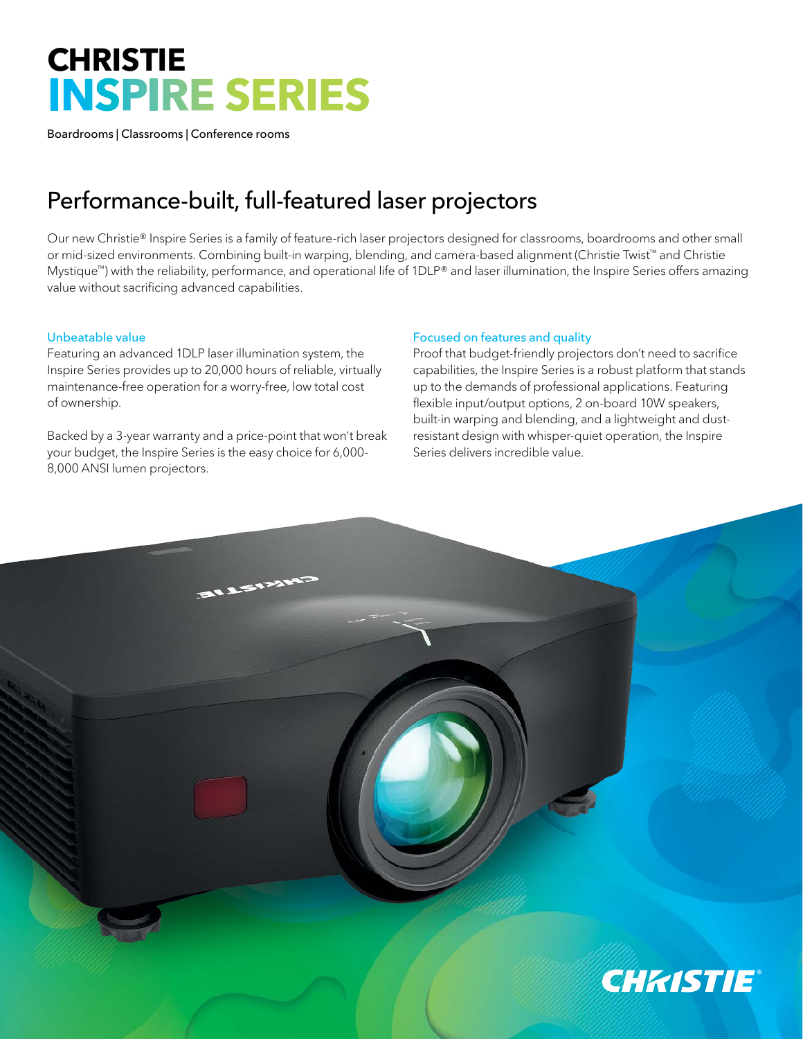# CHRISTIE
# INSPIRE SERIES

Boardrooms | Classrooms | Conference rooms

## Performance-built, full-featured laser projectors

Our new Christie® Inspire Series is a family of feature-rich laser projectors designed for classrooms, boardrooms and other small or mid-sized environments. Combining built-in warping, blending, and camera-based alignment (Christie Twist™ and Christie Mystique™) with the reliability, performance, and operational life of 1DLP® and laser illumination, the Inspire Series offers amazing value without sacrificing advanced capabilities.

### Unbeatable value

Featuring an advanced 1DLP laser illumination system, the Inspire Series provides up to 20,000 hours of reliable, virtually maintenance-free operation for a worry-free, low total cost of ownership.

Backed by a 3-year warranty and a price-point that won't break your budget, the Inspire Series is the easy choice for 6,000-8,000 ANSI lumen projectors.

### Focused on features and quality

Proof that budget-friendly projectors don't need to sacrifice capabilities, the Inspire Series is a robust platform that stands up to the demands of professional applications. Featuring flexible input/output options, 2 on-board 10W speakers, built-in warping and blending, and a lightweight and dust-resistant design with whisper-quiet operation, the Inspire Series delivers incredible value.

CHRISTIE®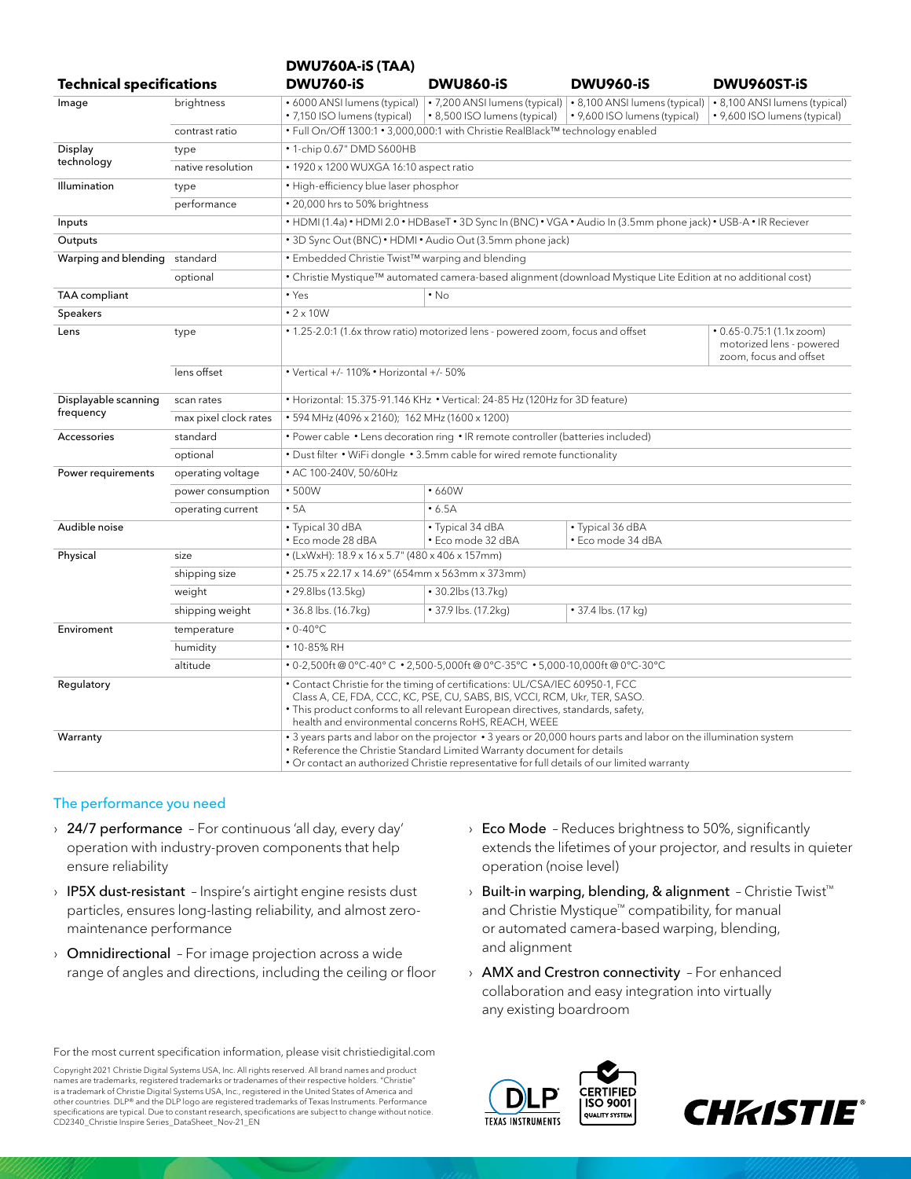| Technical specifications | | DWU760A-iS (TAA) DWU760-iS | DWU860-iS | DWU960-iS | DWU960ST-iS |
|---|---|---|---|---|---|
| Image | brightness | • 6000 ANSI lumens (typical) • 7,150 ISO lumens (typical) | • 7,200 ANSI lumens (typical) • 8,500 ISO lumens (typical) | • 8,100 ANSI lumens (typical) • 9,600 ISO lumens (typical) | • 8,100 ANSI lumens (typical) • 9,600 ISO lumens (typical) |
| | contrast ratio | • Full On/Off 1300:1 • 3,000,000:1 with Christie RealBlack™ technology enabled | | | |
| Display technology | type | • 1-chip 0.67" DMD S600HB | | | |
| | native resolution | • 1920 x 1200 WUXGA 16:10 aspect ratio | | | |
| Illumination | type | • High-efficiency blue laser phosphor | | | |
| | performance | • 20,000 hrs to 50% brightness | | | |
| Inputs | | • HDMI (1.4a) • HDMI 2.0 • HDBaseT • 3D Sync In (BNC) • VGA • Audio In (3.5mm phone jack) • USB-A • IR Reciever | | | |
| Outputs | | • 3D Sync Out (BNC) • HDMI • Audio Out (3.5mm phone jack) | | | |
| Warping and blending | standard | • Embedded Christie Twist™ warping and blending | | | |
| | optional | • Christie Mystique™ automated camera-based alignment (download Mystique Lite Edition at no additional cost) | | | |
| TAA compliant | | • Yes | • No | | |
| Speakers | | • 2 x 10W | | | |
| Lens | type | • 1.25-2.0:1 (1.6x throw ratio) motorized lens - powered zoom, focus and offset | | | • 0.65-0.75:1 (1.1x zoom) motorized lens - powered zoom, focus and offset |
| | lens offset | • Vertical +/- 110% • Horizontal +/- 50% | | | |
| Displayable scanning frequency | scan rates | • Horizontal: 15.375-91.146 KHz • Vertical: 24-85 Hz (120Hz for 3D feature) | | | |
| | max pixel clock rates | • 594 MHz (4096 x 2160); 162 MHz (1600 x 1200) | | | |
| Accessories | standard | • Power cable • Lens decoration ring • IR remote controller (batteries included) | | | |
| | optional | • Dust filter • WiFi dongle • 3.5mm cable for wired remote functionality | | | |
| Power requirements | operating voltage | • AC 100-240V, 50/60Hz | | | |
| | power consumption | • 500W | • 660W | | |
| | operating current | • 5A | • 6.5A | | |
| Audible noise | | • Typical 30 dBA • Eco mode 28 dBA | • Typical 34 dBA • Eco mode 32 dBA | • Typical 36 dBA • Eco mode 34 dBA | |
| Physical | size | • (LxWxH): 18.9 x 16 x 5.7" (480 x 406 x 157mm) | | | |
| | shipping size | • 25.75 x 22.17 x 14.69" (654mm x 563mm x 373mm) | | | |
| | weight | • 29.8lbs (13.5kg) | • 30.2lbs (13.7kg) | | |
| | shipping weight | • 36.8 lbs. (16.7kg) | • 37.9 lbs. (17.2kg) | • 37.4 lbs. (17 kg) | |
| Enviroment | temperature | • 0-40°C | | | |
| | humidity | • 10-85% RH | | | |
| | altitude | • 0-2,500ft @ 0°C-40° C • 2,500-5,000ft @ 0°C-35°C • 5,000-10,000ft @ 0°C-30°C | | | |
| Regulatory | | • Contact Christie for the timing of certifications: UL/CSA/IEC 60950-1, FCC Class A, CE, FDA, CCC, KC, PSE, CU, SABS, BIS, VCCI, RCM, Ukr, TER, SASO. • This product conforms to all relevant European directives, standards, safety, health and environmental concerns RoHS, REACH, WEEE | | | |
| Warranty | | • 3 years parts and labor on the projector • 3 years or 20,000 hours parts and labor on the illumination system • Reference the Christie Standard Limited Warranty document for details • Or contact an authorized Christie representative for full details of our limited warranty | | | |

## The performance you need

- **24/7 performance** – For continuous 'all day, every day' operation with industry-proven components that help ensure reliability
- **IP5X dust-resistant** – Inspire's airtight engine resists dust particles, ensures long-lasting reliability, and almost zero-maintenance performance
- **Omnidirectional** – For image projection across a wide range of angles and directions, including the ceiling or floor
- **Eco Mode** – Reduces brightness to 50%, significantly extends the lifetimes of your projector, and results in quieter operation (noise level)
- **Built-in warping, blending, & alignment** – Christie Twist™ and Christie Mystique™ compatibility, for manual or automated camera-based warping, blending, and alignment
- **AMX and Crestron connectivity** – For enhanced collaboration and easy integration into virtually any existing boardroom

For the most current specification information, please visit christiedigital.com

Copyright 2021 Christie Digital Systems USA, Inc. All rights reserved. All brand names and product names are trademarks, registered trademarks or tradenames of their respective holders. "Christie" is a trademark of Christie Digital Systems USA, Inc., registered in the United States of America and other countries. DLP® and the DLP logo are registered trademarks of Texas Instruments. Performance specifications are typical. Due to constant research, specifications are subject to change without notice. CD2340_Christie Inspire Series_DataSheet_Nov-21_EN